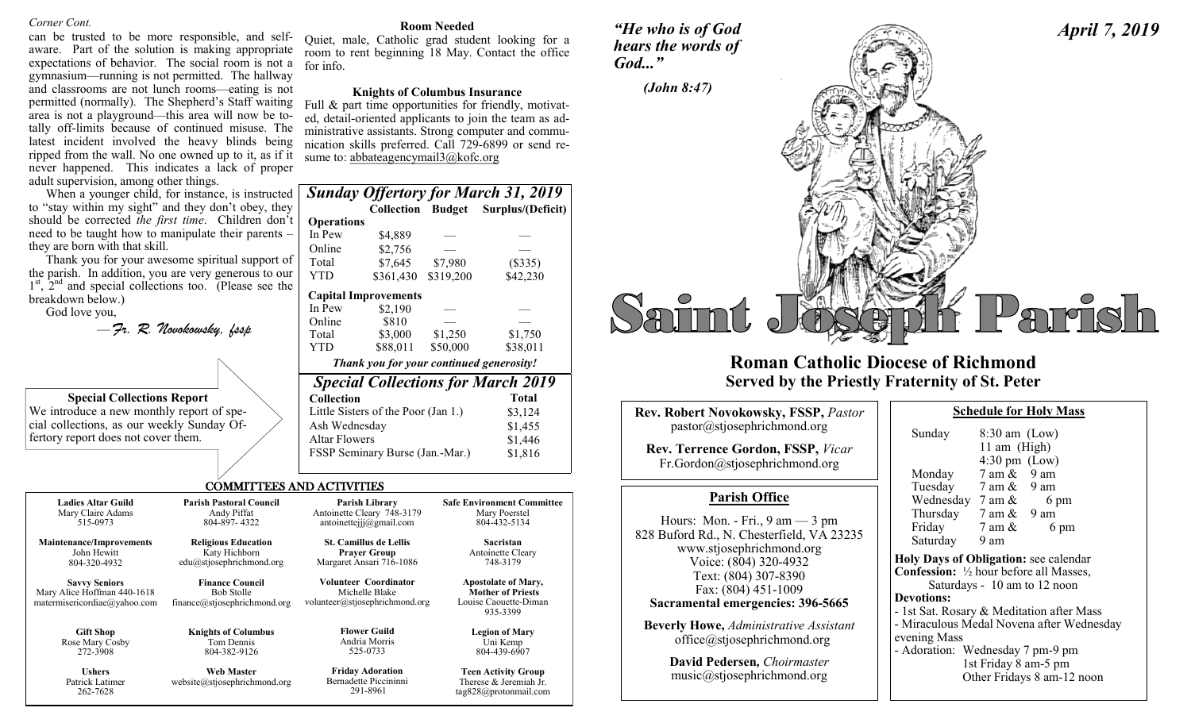*Corner Cont.*

can be trusted to be more responsible, and self-aware. Part of the solution is making appropriate expectations of behavior. The social room is not a gymnasium—running is not permitted. The hallway and classrooms are not lunch rooms—eating is not permitted (normally). The Shepherd's Staff waiting area is not a playground—this area will now be totally off-limits because of continued misuse. The latest incident involved the heavy blinds being ripped from the wall. No one owned up to it, as if it never happened. This indicates a lack of proper adult supervision, among other things.

When a younger child, for instance, is instructed to "stay within my sight" and they don't obey, they should be corrected *the first time*. Children don't need to be taught how to manipulate their parents – they are born with that skill.

Thank you for your awesome spiritual support of the parish. In addition, you are very generous to our 1st, 2nd and special collections too. (Please see the breakdown below.)

God love you,

*—Fr. R. Novokowsky, fssp*

**Special Collections Report**

We introduce a new monthly report of special collections, as our weekly Sunday Offertory report does not cover them.

**Room Needed**

Quiet, male, Catholic grad student looking for a room to rent beginning 18 May. Contact the office for info.

**Knights of Columbus Insurance**

Full & part time opportunities for friendly, motivated, detail-oriented applicants to join the team as administrative assistants. Strong computer and communication skills preferred. Call 729-6899 or send resume to: abbateagencymail3@kofc.org

## Sunday Offertory for March 31, 2019

| | Collection | Budget | Surplus/(Deficit) |
|---|---|---|---|
| **Operations** | | | |
| In Pew | $4,889 | — | — |
| Online | $2,756 | — | — |
| Total | $7,645 | $7,980 | ($335) |
| YTD | $361,430 | $319,200 | $42,230 |
| **Capital Improvements** | | | |
| In Pew | $2,190 | — | — |
| Online | $810 | — | — |
| Total | $3,000 | $1,250 | $1,750 |
| YTD | $88,011 | $50,000 | $38,011 |

*Thank you for your continued generosity!*

## Special Collections for March 2019

| Collection | Total |
|---|---|
| Little Sisters of the Poor (Jan 1.) | $3,124 |
| Ash Wednesday | $1,455 |
| Altar Flowers | $1,446 |
| FSSP Seminary Burse (Jan.-Mar.) | $1,816 |

## COMMITTEES AND ACTIVITIES

| | | | |
|---|---|---|---|
| **Ladies Altar Guild**<br>Mary Claire Adams<br>515-0973 | **Parish Pastoral Council**<br>Andy Piffat<br>804-897- 4322 | **Parish Library**<br>Antoinette Cleary 748-3179<br>antoinettejjj@gmail.com | **Safe Environment Committee**<br>Mary Poerstel<br>804-432-5134 |
| **Maintenance/Improvements**<br>John Hewitt<br>804-320-4932 | **Religious Education**<br>Katy Hichborn<br>edu@stjosephrichmond.org | **St. Camillus de Lellis Prayer Group**<br>Margaret Ansari 716-1086 | **Sacristan**<br>Antoinette Cleary<br>748-3179 |
| **Savvy Seniors**<br>Mary Alice Hoffman 440-1618<br>matermisericordiae@yahoo.com | **Finance Council**<br>Bob Stolle<br>finance@stjosephrichmond.org | **Volunteer Coordinator**<br>Michelle Blake<br>volunteer@stjosephrichmond.org | **Apostolate of Mary, Mother of Priests**<br>Louise Caouette-Diman<br>935-3399 |
| **Gift Shop**<br>Rose Mary Cosby<br>272-3908 | **Knights of Columbus**<br>Tom Dennis<br>804-382-9126 | **Flower Guild**<br>Andria Morris<br>525-0733 | **Legion of Mary**<br>Uni Kemp<br>804-439-6907 |
| **Ushers**<br>Patrick Latimer<br>262-7628 | **Web Master**<br>website@stjosephrichmond.org | **Friday Adoration**<br>Bernadette Piccininni<br>291-8961 | **Teen Activity Group**<br>Therese & Jeremiah Jr.<br>tag828@protonmail.com |

*"He who is of God hears the words of God..."*

*(John 8:47)*

*April 7, 2019*

# Saint Joseph Parish

## Roman Catholic Diocese of Richmond
## Served by the Priestly Fraternity of St. Peter

**Rev. Robert Novokowsky, FSSP,** *Pastor*
pastor@stjosephrichmond.org

**Rev. Terrence Gordon, FSSP,** *Vicar*
Fr.Gordon@stjosephrichmond.org

### Parish Office

Hours: Mon. - Fri., 9 am — 3 pm
828 Buford Rd., N. Chesterfield, VA 23235
www.stjosephrichmond.org
Voice: (804) 320-4932
Text: (804) 307-8390
Fax: (804) 451-1009
**Sacramental emergencies: 396-5665**

**Beverly Howe,** *Administrative Assistant*
office@stjosephrichmond.org

**David Pedersen,** *Choirmaster*
music@stjosephrichmond.org

### Schedule for Holy Mass

| | |
|---|---|
| Sunday | 8:30 am (Low)<br>11 am (High)<br>4:30 pm (Low) |
| Monday | 7 am & 9 am |
| Tuesday | 7 am & 9 am |
| Wednesday | 7 am & 6 pm |
| Thursday | 7 am & 9 am |
| Friday | 7 am & 6 pm |
| Saturday | 9 am |

**Holy Days of Obligation:** see calendar

**Confession:** ½ hour before all Masses,
Saturdays - 10 am to 12 noon

**Devotions:**

- 1st Sat. Rosary & Meditation after Mass
- Miraculous Medal Novena after Wednesday evening Mass
- Adoration: Wednesday 7 pm-9 pm
  1st Friday 8 am-5 pm
  Other Fridays 8 am-12 noon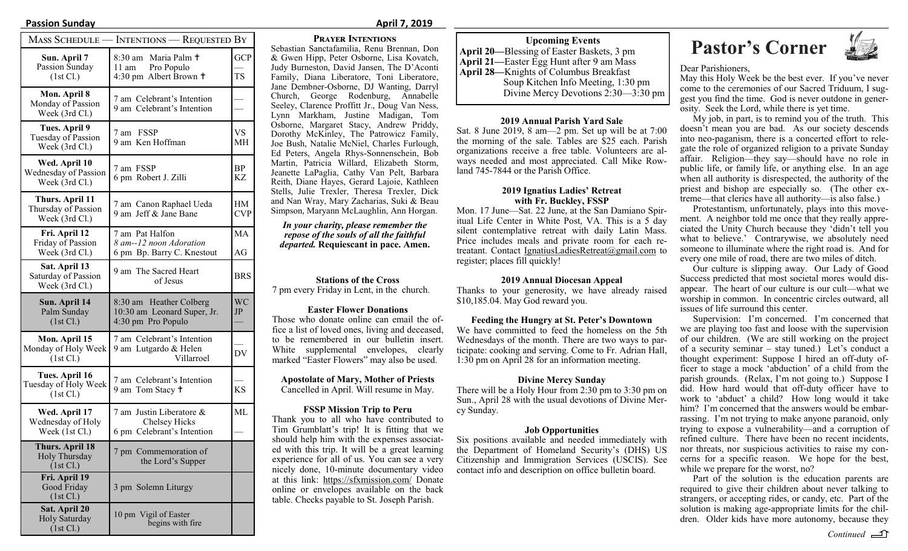| Mass Schedule — Intentions — Requested By | | |
|---|---|---|
| **Sun. April 7** Passion Sunday (1st Cl.) | 8:30 am Maria Palm ✝ 11 am Pro Populo 4:30 pm Albert Brown ✝ | GCP — TS |
| **Mon. April 8** Monday of Passion Week (3rd Cl.) | 7 am Celebrant's Intention 9 am Celebrant's Intention | — — |
| **Tues. April 9** Tuesday of Passion Week (3rd Cl.) | 7 am FSSP 9 am Ken Hoffman | VS MH |
| **Wed. April 10** Wednesday of Passion Week (3rd Cl.) | 7 am FSSP 6 pm Robert J. Zilli | BP KZ |
| **Thurs. April 11** Thursday of Passion Week (3rd Cl.) | 7 am Canon Raphael Ueda 9 am Jeff & Jane Bane | HM CVP |
| **Fri. April 12** Friday of Passion Week (3rd Cl.) | 7 am Pat Halfon *8 am--12 noon Adoration* 6 pm Bp. Barry C. Knestout | MA AG |
| **Sat. April 13** Saturday of Passion Week (3rd Cl.) | 9 am The Sacred Heart of Jesus | BRS |
| **Sun. April 14** Palm Sunday (1st Cl.) | 8:30 am Heather Colberg 10:30 am Leonard Super, Jr. 4:30 pm Pro Populo | WC JP — |
| **Mon. April 15** Monday of Holy Week (1st Cl.) | 7 am Celebrant's Intention 9 am Lutgardo & Helen Villarroel | — DV |
| **Tues. April 16** Tuesday of Holy Week (1st Cl.) | 7 am Celebrant's Intention 9 am Tom Stacy ✝ | — KS |
| **Wed. April 17** Wednesday of Holy Week (1st Cl.) | 7 am Justin Liberatore & Chelsey Hicks 6 pm Celebrant's Intention | ML — |
| **Thurs. April 18** Holy Thursday (1st Cl.) | 7 pm Commemoration of the Lord's Supper | |
| **Fri. April 19** Good Friday (1st Cl.) | 3 pm Solemn Liturgy | |
| **Sat. April 20** Holy Saturday (1st Cl.) | 10 pm Vigil of Easter begins with fire | |

## Prayer Intentions

Sebastian Sanctafamilia, Renu Brennan, Don & Gwen Hipp, Peter Osborne, Lisa Kovatch, Judy Burneston, David Jansen, The D'Aconti Family, Diana Liberatore, Toni Liberatore, Jane Dembner-Osborne, DJ Wanting, Darryl Church, George Rodenburg, Annabelle Seeley, Clarence Proffitt Jr., Doug Van Ness, Lynn Markham, Justine Madigan, Tom Osborne, Margaret Stacy, Andrew Priddy, Dorothy McKinley, The Patrowicz Family, Joe Bush, Natalie McNiel, Charles Furlough, Ed Peters, Angela Rhys-Sonnenschein, Bob Martin, Patricia Willard, Elizabeth Storm, Jeanette LaPaglia, Cathy Van Pelt, Barbara Reith, Diane Hayes, Gerard Lajoie, Kathleen Stells, Julie Trexler, Theresa Trexler, Dick and Nan Wray, Mary Zacharias, Suki & Beau Simpson, Maryann McLaughlin, Ann Horgan.

***In your charity, please remember the repose of the souls of all the faithful departed.* Requiescant in pace. Amen.**

### Stations of the Cross

7 pm every Friday in Lent, in the church.

### Easter Flower Donations

Those who donate online can email the office a list of loved ones, living and deceased, to be remembered in our bulletin insert. White supplemental envelopes, clearly marked "Easter Flowers" may also be used.

### Apostolate of Mary, Mother of Priests

Cancelled in April. Will resume in May.

### FSSP Mission Trip to Peru

Thank you to all who have contributed to Tim Grumblatt's trip! It is fitting that we should help him with the expenses associated with this trip. It will be a great learning experience for all of us. You can see a very nicely done, 10-minute documentary video at this link: https://sfxmission.com/ Donate online or envelopes available on the back table. Checks payable to St. Joseph Parish.

### Upcoming Events

**April 20—**Blessing of Easter Baskets, 3 pm
**April 21—**Easter Egg Hunt after 9 am Mass
**April 28—**Knights of Columbus Breakfast
Soup Kitchen Info Meeting, 1:30 pm
Divine Mercy Devotions 2:30—3:30 pm

### 2019 Annual Parish Yard Sale

Sat. 8 June 2019, 8 am—2 pm. Set up will be at 7:00 the morning of the sale. Tables are $25 each. Parish organizations receive a free table. Volunteers are always needed and most appreciated. Call Mike Rowland 745-7844 or the Parish Office.

### 2019 Ignatius Ladies' Retreat with Fr. Buckley, FSSP

Mon. 17 June—Sat. 22 June, at the San Damiano Spiritual Life Center in White Post, VA. This is a 5 day silent contemplative retreat with daily Latin Mass. Price includes meals and private room for each retreatant. Contact IgnatiusLadiesRetreat@gmail.com to register; places fill quickly!

### 2019 Annual Diocesan Appeal

Thanks to your generosity, we have already raised $10,185.04. May God reward you.

### Feeding the Hungry at St. Peter's Downtown

We have committed to feed the homeless on the 5th Wednesdays of the month. There are two ways to participate: cooking and serving. Come to Fr. Adrian Hall, 1:30 pm on April 28 for an information meeting.

### Divine Mercy Sunday

There will be a Holy Hour from 2:30 pm to 3:30 pm on Sun., April 28 with the usual devotions of Divine Mercy Sunday.

### Job Opportunities

Six positions available and needed immediately with the Department of Homeland Security's (DHS) US Citizenship and Immigration Services (USCIS). See contact info and description on office bulletin board.

# Pastor's Corner

Dear Parishioners,

May this Holy Week be the best ever. If you've never come to the ceremonies of our Sacred Triduum, I suggest you find the time. God is never outdone in generosity. Seek the Lord, while there is yet time.

My job, in part, is to remind you of the truth. This doesn't mean you are bad. As our society descends into neo-paganism, there is a concerted effort to relegate the role of organized religion to a private Sunday affair. Religion—they say—should have no role in public life, or family life, or anything else. In an age when all authority is disrespected, the authority of the priest and bishop are especially so. (The other extreme—that clerics have all authority—is also false.)

Protestantism, unfortunately, plays into this movement. A neighbor told me once that they really appreciated the Unity Church because they 'didn't tell you what to believe.' Contrarywise, we absolutely need someone to illuminate where the right road is. And for every one mile of road, there are two miles of ditch.

Our culture is slipping away. Our Lady of Good Success predicted that most societal mores would disappear. The heart of our culture is our cult—what we worship in common. In concentric circles outward, all issues of life surround this center.

Supervision: I'm concerned. I'm concerned that we are playing too fast and loose with the supervision of our children. (We are still working on the project of a security seminar – stay tuned.) Let's conduct a thought experiment: Suppose I hired an off-duty officer to stage a mock 'abduction' of a child from the parish grounds. (Relax, I'm not going to.) Suppose I did. How hard would that off-duty officer have to work to 'abduct' a child? How long would it take him? I'm concerned that the answers would be embarrassing. I'm not trying to make anyone paranoid, only trying to expose a vulnerability—and a corruption of refined culture. There have been no recent incidents, nor threats, nor suspicious activities to raise my concerns for a specific reason. We hope for the best, while we prepare for the worst, no?

Part of the solution is the education parents are required to give their children about never talking to strangers, or accepting rides, or candy, etc. Part of the solution is making age-appropriate limits for the children. Older kids have more autonomy, because they

*Continued*